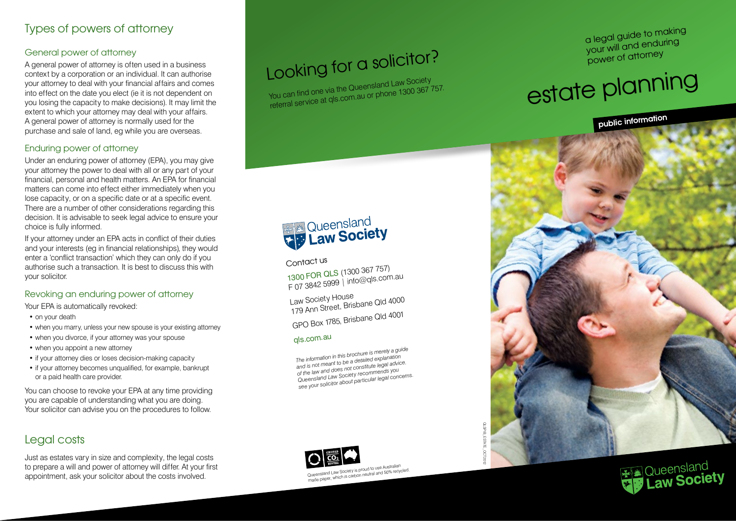## Types of powers of attorney

### General power of attorney

A general power of attorney is often used in a business context by a corporation or an individual. It can authorise your attorney to deal with your financial affairs and comes into effect on the date you elect (ie it is not dependent on you losing the capacity to make decisions). It may limit the extent to which your attorney may deal with your affairs. A general power of attorney is normally used for the purchase and sale of land, eg while you are overseas.

### Enduring power of attorney

Under an enduring power of attorney (EPA), you may give your attorney the power to deal with all or any part of your financial, personal and health matters. An EPA for financial matters can come into effect either immediately when you lose capacity, or on a specific date or at a specific event. There are a number of other considerations regarding this decision. It is advisable to seek legal advice to ensure your choice is fully informed.

If your attorney under an EPA acts in conflict of their duties and your interests (eg in financial relationships), they would enter a 'conflict transaction' which they can only do if you authorise such a transaction. It is best to discuss this with your solicitor.

### Revoking an enduring power of attorney

Your EPA is automatically revoked:

- on your death
- when you marry, unless your new spouse is your existing attorney
- when you divorce, if your attorney was your spouse
- when you appoint a new attorney
- if your attorney dies or loses decision-making capacity
- if your attorney becomes unqualified, for example, bankrupt or a paid health care provider.

You can choose to revoke your EPA at any time providing you are capable of understanding what you are doing. Your solicitor can advise you on the procedures to follow.

## Legal costs

Just as estates vary in size and complexity, the legal costs to prepare a will and power of attorney will differ. At your first appointment, ask your solicitor about the costs involved.

## Looking for a solicitor?

You can find one via the Queensland Law Society referral service at qls.com.au or phone 1300 367 757.

**Queensland Law Society**

Contact us

1300 FOR QLS (1300 367 757)
F 07 3842 5999 | info@qls.com.au

Law Society House
179 Ann Street, Brisbane Qld 4000

GPO Box 1785, Brisbane Qld 4001

qls.com.au

*The information in this brochure is merely a guide and is not meant to be a detailed explanation of the law and does not constitute legal advice. Queensland Law Society recommends you see your solicitor about particular legal concerns.*

Queensland Law Society is proud to use Australian made paper, which is carbon neutral and 50% recycled.

QLSPIB_ESTATE_OCT2012

a legal guide to making your will and enduring power of attorney

# estate planning

**public information**

**Queensland Law Society**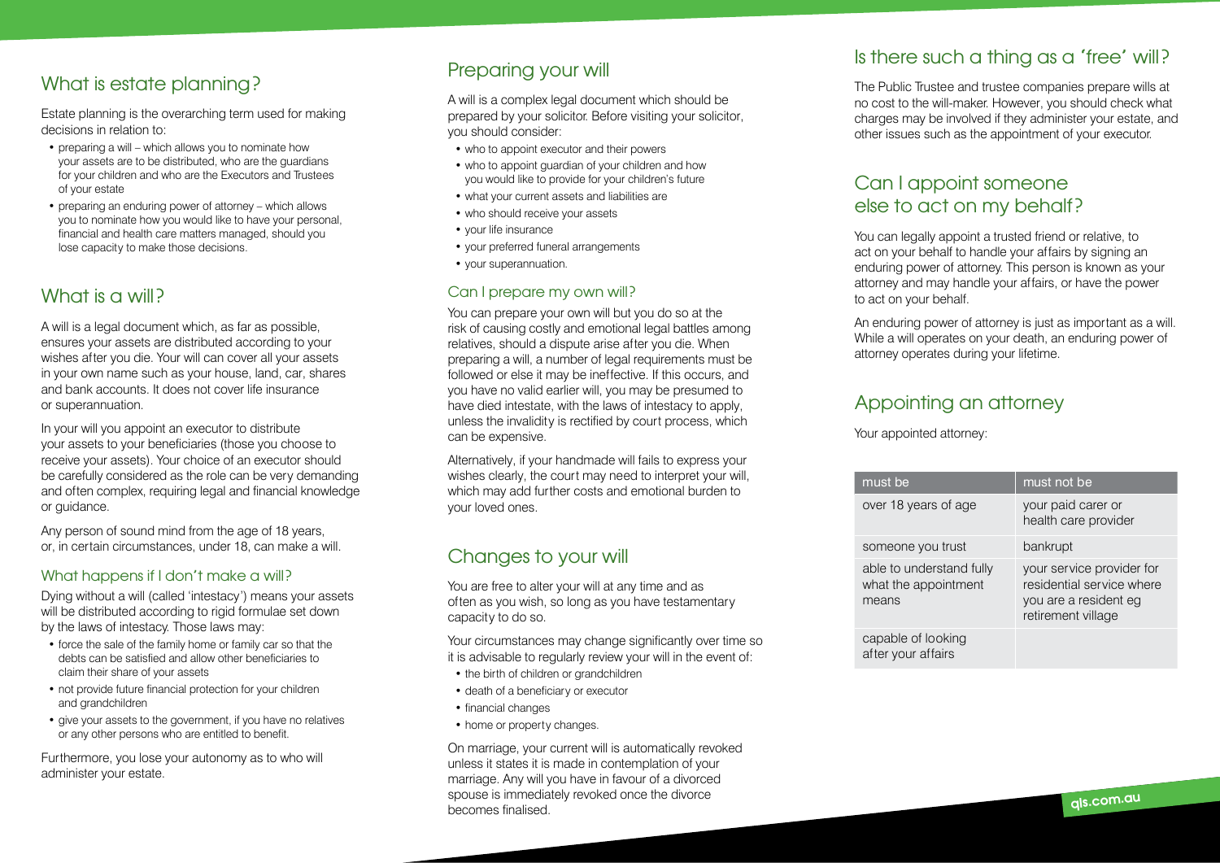## What is estate planning?

Estate planning is the overarching term used for making decisions in relation to:

- preparing a will – which allows you to nominate how your assets are to be distributed, who are the guardians for your children and who are the Executors and Trustees of your estate
- preparing an enduring power of attorney – which allows you to nominate how you would like to have your personal, financial and health care matters managed, should you lose capacity to make those decisions.

## What is a will?

A will is a legal document which, as far as possible, ensures your assets are distributed according to your wishes after you die. Your will can cover all your assets in your own name such as your house, land, car, shares and bank accounts. It does not cover life insurance or superannuation.

In your will you appoint an executor to distribute your assets to your beneficiaries (those you choose to receive your assets). Your choice of an executor should be carefully considered as the role can be very demanding and often complex, requiring legal and financial knowledge or guidance.

Any person of sound mind from the age of 18 years, or, in certain circumstances, under 18, can make a will.

### What happens if I don't make a will?

Dying without a will (called 'intestacy') means your assets will be distributed according to rigid formulae set down by the laws of intestacy. Those laws may:

- force the sale of the family home or family car so that the debts can be satisfied and allow other beneficiaries to claim their share of your assets
- not provide future financial protection for your children and grandchildren
- give your assets to the government, if you have no relatives or any other persons who are entitled to benefit.

Furthermore, you lose your autonomy as to who will administer your estate.

## Preparing your will

A will is a complex legal document which should be prepared by your solicitor. Before visiting your solicitor, you should consider:

- who to appoint executor and their powers
- who to appoint guardian of your children and how you would like to provide for your children's future
- what your current assets and liabilities are
- who should receive your assets
- your life insurance
- your preferred funeral arrangements
- your superannuation.

### Can I prepare my own will?

You can prepare your own will but you do so at the risk of causing costly and emotional legal battles among relatives, should a dispute arise after you die. When preparing a will, a number of legal requirements must be followed or else it may be ineffective. If this occurs, and you have no valid earlier will, you may be presumed to have died intestate, with the laws of intestacy to apply, unless the invalidity is rectified by court process, which can be expensive.

Alternatively, if your handmade will fails to express your wishes clearly, the court may need to interpret your will, which may add further costs and emotional burden to your loved ones.

## Changes to your will

You are free to alter your will at any time and as often as you wish, so long as you have testamentary capacity to do so.

Your circumstances may change significantly over time so it is advisable to regularly review your will in the event of:

- the birth of children or grandchildren
- death of a beneficiary or executor
- financial changes
- home or property changes.

On marriage, your current will is automatically revoked unless it states it is made in contemplation of your marriage. Any will you have in favour of a divorced spouse is immediately revoked once the divorce becomes finalised.

## Is there such a thing as a 'free' will?

The Public Trustee and trustee companies prepare wills at no cost to the will-maker. However, you should check what charges may be involved if they administer your estate, and other issues such as the appointment of your executor.

## Can I appoint someone else to act on my behalf?

You can legally appoint a trusted friend or relative, to act on your behalf to handle your affairs by signing an enduring power of attorney. This person is known as your attorney and may handle your affairs, or have the power to act on your behalf.

An enduring power of attorney is just as important as a will. While a will operates on your death, an enduring power of attorney operates during your lifetime.

## Appointing an attorney

Your appointed attorney:

| must be | must not be |
|---|---|
| over 18 years of age | your paid carer or health care provider |
| someone you trust | bankrupt |
| able to understand fully what the appointment means | your service provider for residential service where you are a resident eg retirement village |
| capable of looking after your affairs | |

qls.com.au